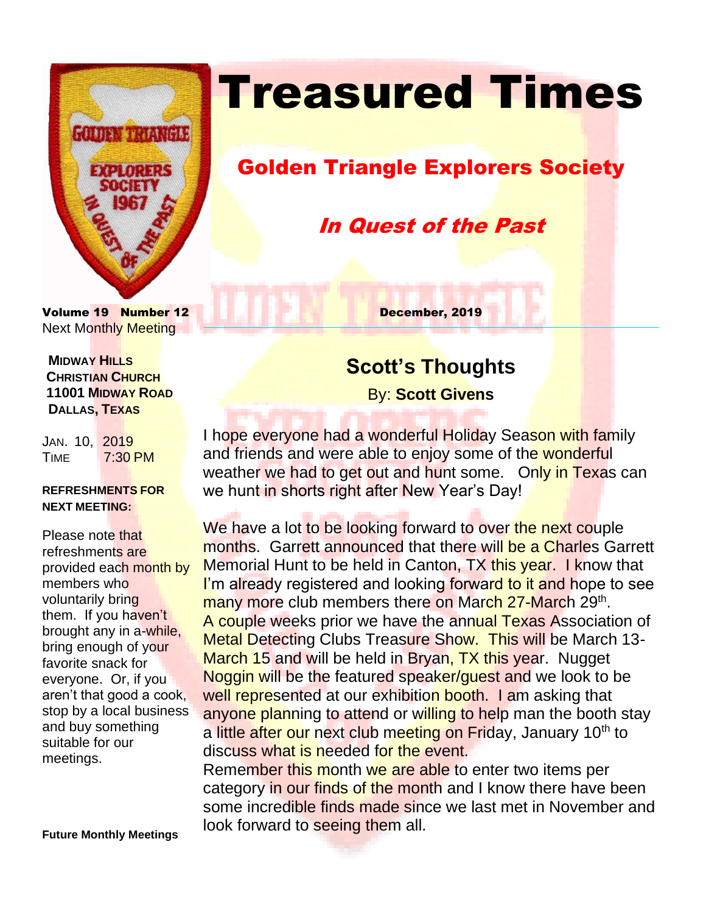# Treasured Times

## Golden Triangle Explorers Society

### *In Quest of the Past*

**Volume 19 Number 12** **December, 2019**

Next Monthly Meeting

**MIDWAY HILLS CHRISTIAN CHURCH**
**11001 MIDWAY ROAD**
**DALLAS, TEXAS**

JAN. 10, 2019
TIME 7:30 PM

**REFRESHMENTS FOR NEXT MEETING:**

Please note that refreshments are provided each month by members who voluntarily bring them. If you haven't brought any in a-while, bring enough of your favorite snack for everyone. Or, if you aren't that good a cook, stop by a local business and buy something suitable for our meetings.

**Future Monthly Meetings**

## Scott's Thoughts

By: **Scott Givens**

I hope everyone had a wonderful Holiday Season with family and friends and were able to enjoy some of the wonderful weather we had to get out and hunt some. Only in Texas can we hunt in shorts right after New Year's Day!

We have a lot to be looking forward to over the next couple months. Garrett announced that there will be a Charles Garrett Memorial Hunt to be held in Canton, TX this year. I know that I'm already registered and looking forward to it and hope to see many more club members there on March 27-March 29th. A couple weeks prior we have the annual Texas Association of Metal Detecting Clubs Treasure Show. This will be March 13-March 15 and will be held in Bryan, TX this year. Nugget Noggin will be the featured speaker/guest and we look to be well represented at our exhibition booth. I am asking that anyone planning to attend or willing to help man the booth stay a little after our next club meeting on Friday, January 10th to discuss what is needed for the event.
Remember this month we are able to enter two items per category in our finds of the month and I know there have been some incredible finds made since we last met in November and look forward to seeing them all.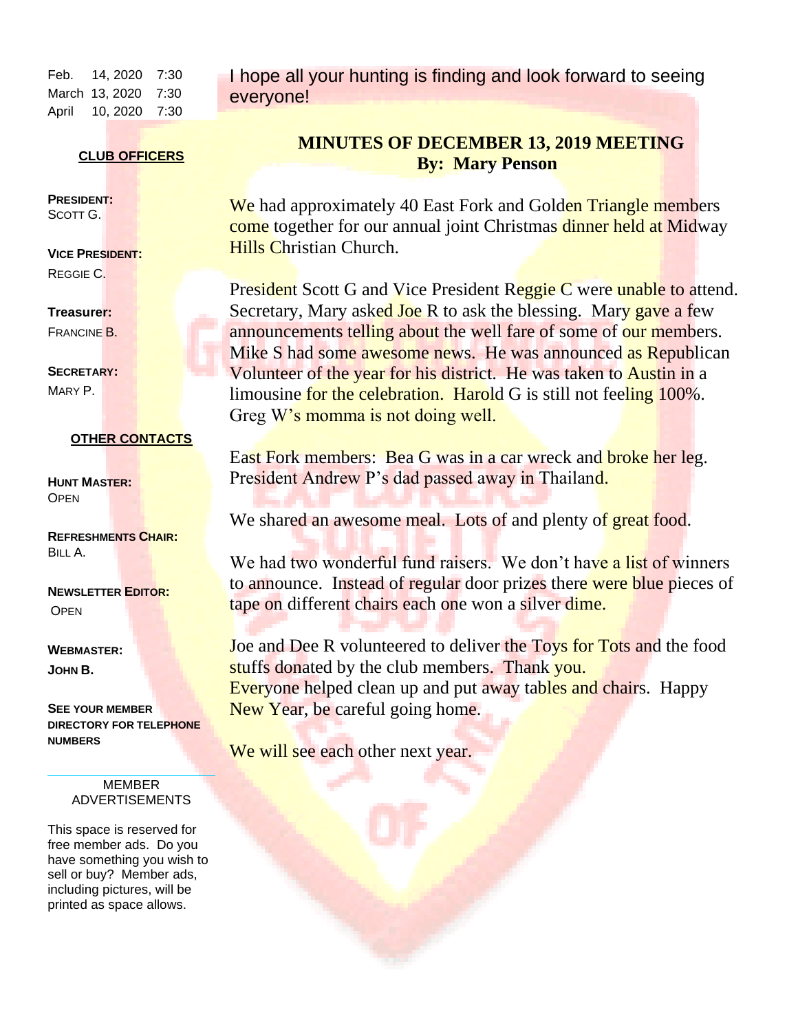| | | |
|---|---|---|
| Feb. | 14, 2020 | 7:30 |
| March | 13, 2020 | 7:30 |
| April | 10, 2020 | 7:30 |

**CLUB OFFICERS**

**PRESIDENT:**
SCOTT G.

**VICE PRESIDENT:**
REGGIE C.

**Treasurer:**
FRANCINE B.

**SECRETARY:**
MARY P.

**OTHER CONTACTS**

**HUNT MASTER:**
OPEN

**REFRESHMENTS CHAIR:**
BILL A.

**NEWSLETTER EDITOR:**
OPEN

**WEBMASTER:**
**JOHN B.**

**SEE YOUR MEMBER DIRECTORY FOR TELEPHONE NUMBERS**

MEMBER ADVERTISEMENTS

This space is reserved for free member ads. Do you have something you wish to sell or buy? Member ads, including pictures, will be printed as space allows.

I hope all your hunting is finding and look forward to seeing everyone!

## MINUTES OF DECEMBER 13, 2019 MEETING
**By: Mary Penson**

We had approximately 40 East Fork and Golden Triangle members come together for our annual joint Christmas dinner held at Midway Hills Christian Church.

President Scott G and Vice President Reggie C were unable to attend. Secretary, Mary asked Joe R to ask the blessing. Mary gave a few announcements telling about the well fare of some of our members. Mike S had some awesome news. He was announced as Republican Volunteer of the year for his district. He was taken to Austin in a limousine for the celebration. Harold G is still not feeling 100%. Greg W's momma is not doing well.

East Fork members: Bea G was in a car wreck and broke her leg. President Andrew P's dad passed away in Thailand.

We shared an awesome meal. Lots of and plenty of great food.

We had two wonderful fund raisers. We don't have a list of winners to announce. Instead of regular door prizes there were blue pieces of tape on different chairs each one won a silver dime.

Joe and Dee R volunteered to deliver the Toys for Tots and the food stuffs donated by the club members. Thank you.
Everyone helped clean up and put away tables and chairs. Happy New Year, be careful going home.

We will see each other next year.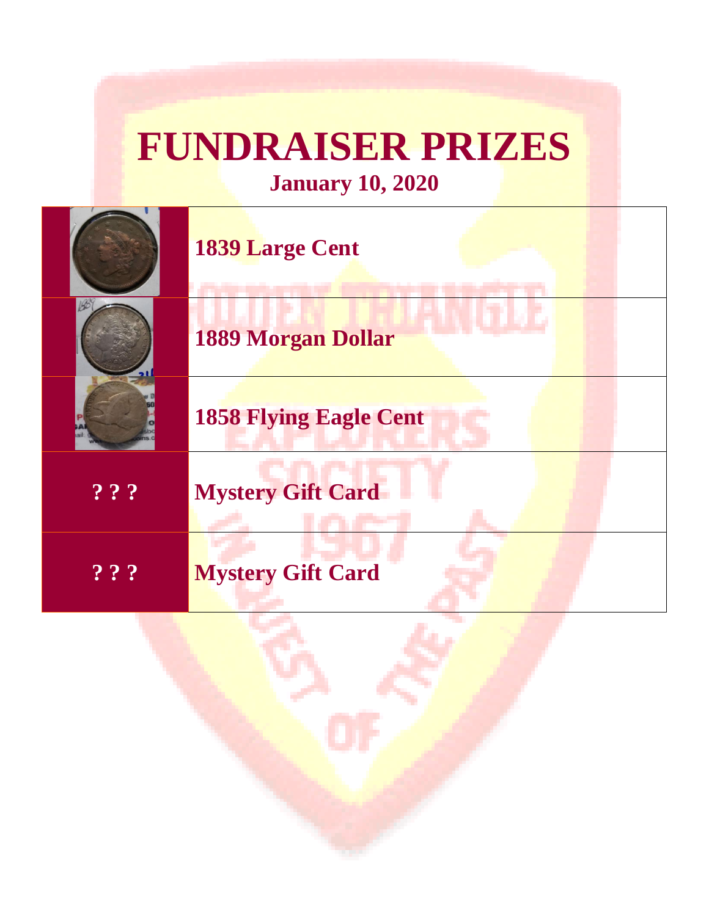# FUNDRAISER PRIZES

## January 10, 2020

| | |
|---|---|
| | **1839 Large Cent** |
| | **1889 Morgan Dollar** |
| | **1858 Flying Eagle Cent** |
| **? ? ?** | **Mystery Gift Card** |
| **? ? ?** | **Mystery Gift Card** |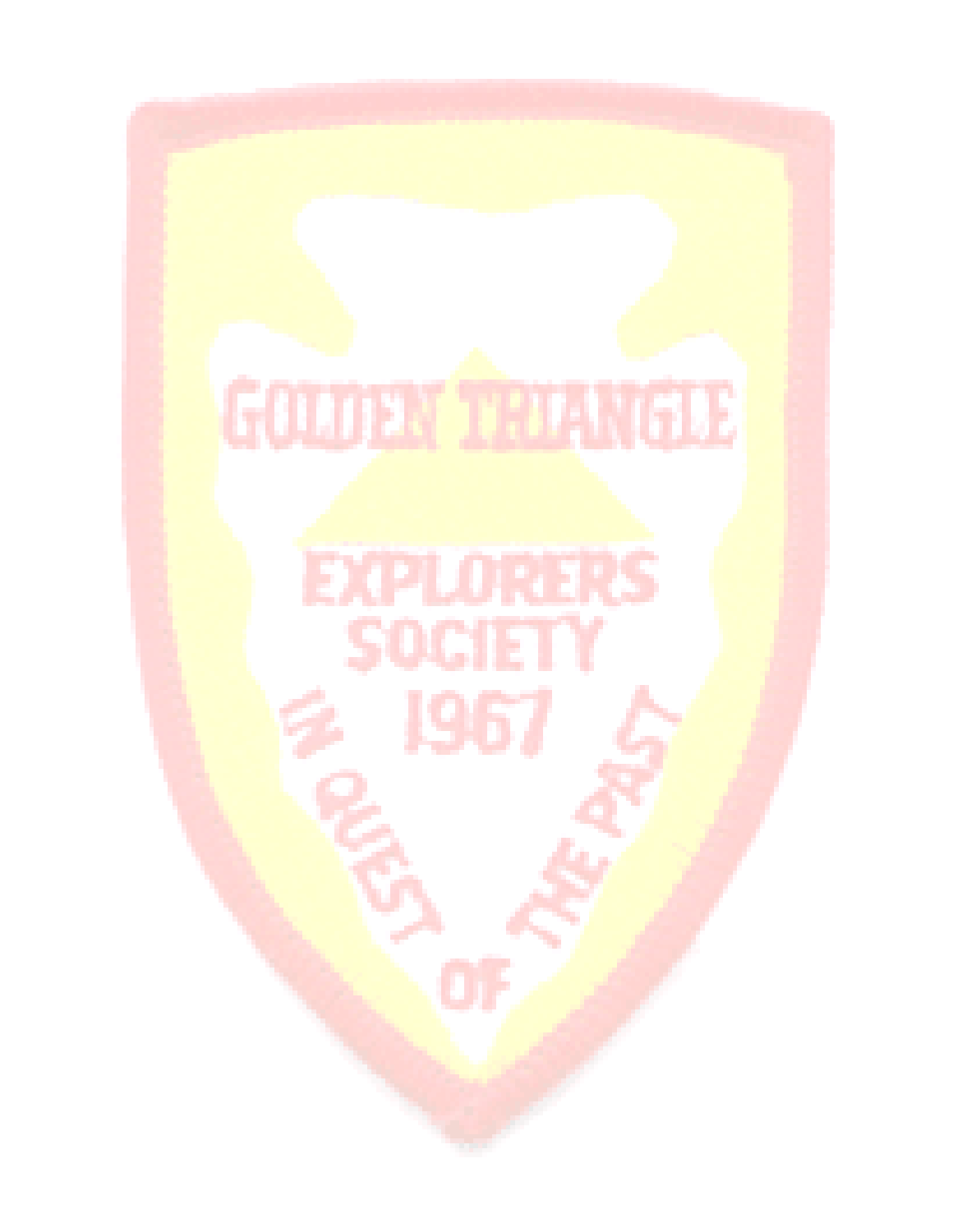GOLDEN TRIANGLE

EXPLORERS
SOCIETY
1967

IN QUEST OF THE PAST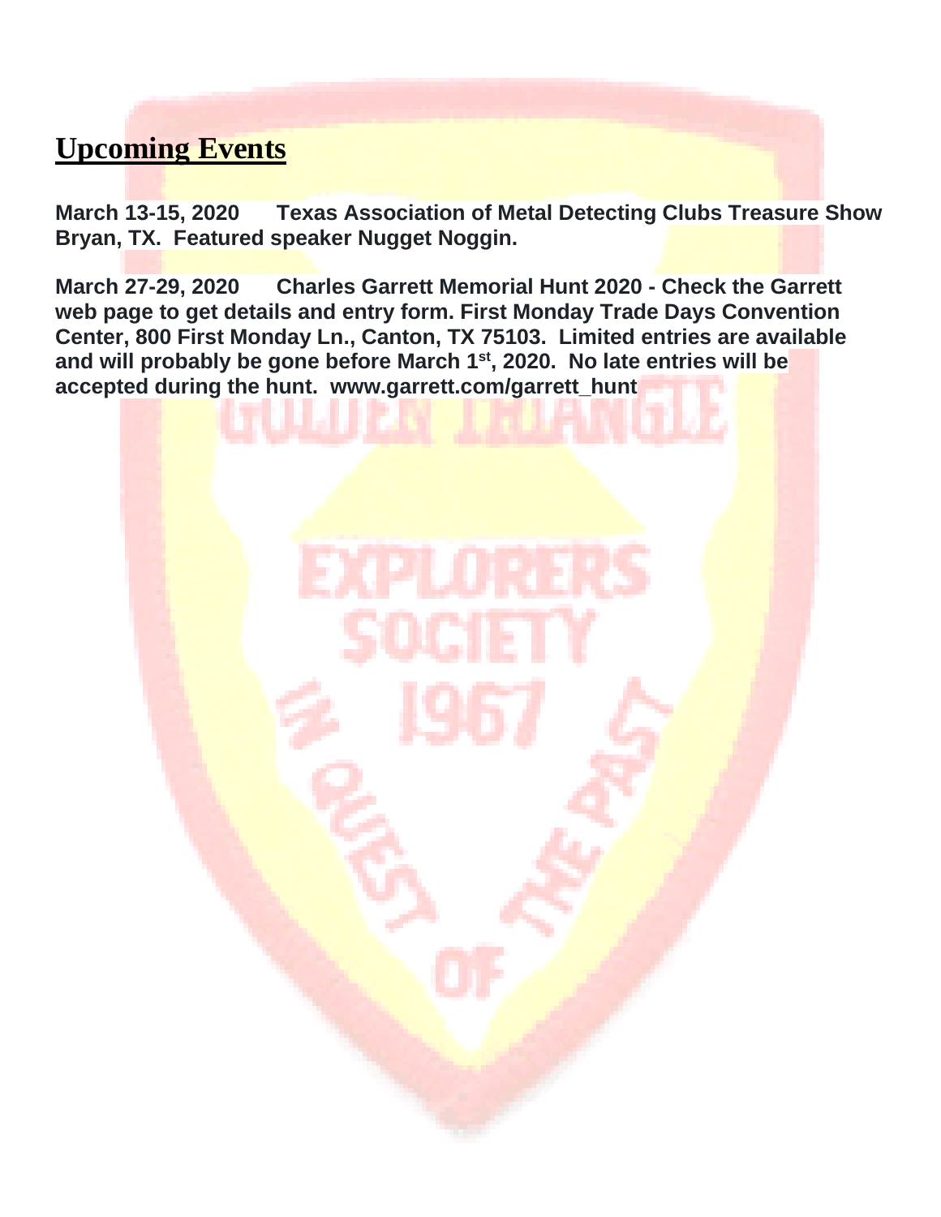## Upcoming Events

**March 13-15, 2020 Texas Association of Metal Detecting Clubs Treasure Show Bryan, TX. Featured speaker Nugget Noggin.**

**March 27-29, 2020 Charles Garrett Memorial Hunt 2020 - Check the Garrett web page to get details and entry form. First Monday Trade Days Convention Center, 800 First Monday Ln., Canton, TX 75103. Limited entries are available and will probably be gone before March 1st, 2020. No late entries will be accepted during the hunt. www.garrett.com/garrett_hunt**